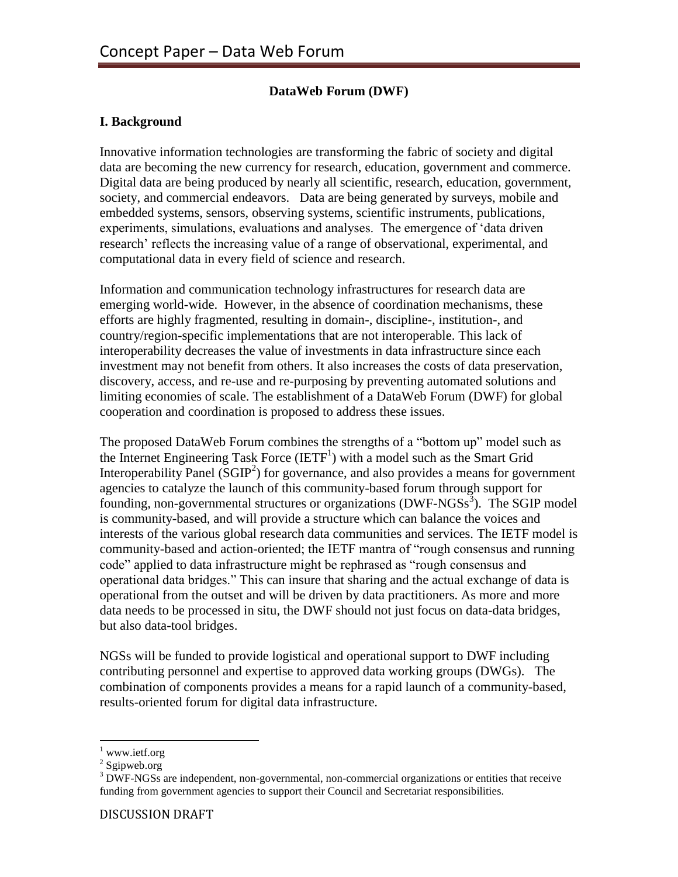# DataWeb Forum (DWF)

## I. Background

Innovative information technologies are transforming the fabric of society and digital data are becoming the new currency for research, education, government and commerce. Digital data are being produced by nearly all scientific, research, education, government, society, and commercial endeavors. Data are being generated by surveys, mobile and embedded systems, sensors, observing systems, scientific instruments, publications, experiments, simulations, evaluations and analyses. The emergence of 'data driven research' reflects the increasing value of a range of observational, experimental, and computational data in every field of science and research.

Information and communication technology infrastructures for research data are emerging world-wide. However, in the absence of coordination mechanisms, these efforts are highly fragmented, resulting in domain-, discipline-, institution-, and country/region-specific implementations that are not interoperable. This lack of interoperability decreases the value of investments in data infrastructure since each investment may not benefit from others. It also increases the costs of data preservation, discovery, access, and re-use and re-purposing by preventing automated solutions and limiting economies of scale. The establishment of a DataWeb Forum (DWF) for global cooperation and coordination is proposed to address these issues.

The proposed DataWeb Forum combines the strengths of a "bottom up" model such as the Internet Engineering Task Force (IETF[1]) with a model such as the Smart Grid Interoperability Panel (SGIP[2]) for governance, and also provides a means for government agencies to catalyze the launch of this community-based forum through support for founding, non-governmental structures or organizations (DWF-NGSs[3]). The SGIP model is community-based, and will provide a structure which can balance the voices and interests of the various global research data communities and services. The IETF model is community-based and action-oriented; the IETF mantra of "rough consensus and running code" applied to data infrastructure might be rephrased as "rough consensus and operational data bridges." This can insure that sharing and the actual exchange of data is operational from the outset and will be driven by data practitioners. As more and more data needs to be processed in situ, the DWF should not just focus on data-data bridges, but also data-tool bridges.

NGSs will be funded to provide logistical and operational support to DWF including contributing personnel and expertise to approved data working groups (DWGs). The combination of components provides a means for a rapid launch of a community-based, results-oriented forum for digital data infrastructure.

[1] www.ietf.org

[2] Sgipweb.org

[3] DWF-NGSs are independent, non-governmental, non-commercial organizations or entities that receive funding from government agencies to support their Council and Secretariat responsibilities.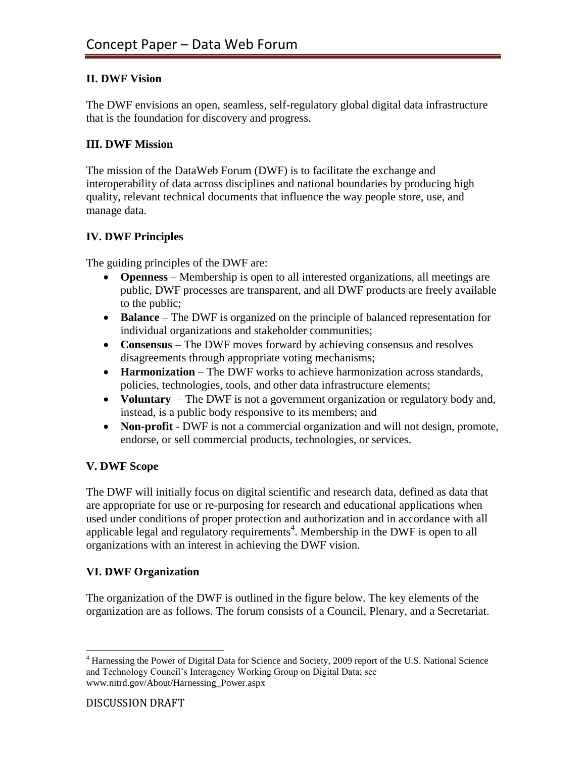## II. DWF Vision

The DWF envisions an open, seamless, self-regulatory global digital data infrastructure that is the foundation for discovery and progress.

## III. DWF Mission

The mission of the DataWeb Forum (DWF) is to facilitate the exchange and interoperability of data across disciplines and national boundaries by producing high quality, relevant technical documents that influence the way people store, use, and manage data.

## IV. DWF Principles

The guiding principles of the DWF are:

- **Openness** – Membership is open to all interested organizations, all meetings are public, DWF processes are transparent, and all DWF products are freely available to the public;
- **Balance** – The DWF is organized on the principle of balanced representation for individual organizations and stakeholder communities;
- **Consensus** – The DWF moves forward by achieving consensus and resolves disagreements through appropriate voting mechanisms;
- **Harmonization** – The DWF works to achieve harmonization across standards, policies, technologies, tools, and other data infrastructure elements;
- **Voluntary** – The DWF is not a government organization or regulatory body and, instead, is a public body responsive to its members; and
- **Non-profit** - DWF is not a commercial organization and will not design, promote, endorse, or sell commercial products, technologies, or services.

## V. DWF Scope

The DWF will initially focus on digital scientific and research data, defined as data that are appropriate for use or re-purposing for research and educational applications when used under conditions of proper protection and authorization and in accordance with all applicable legal and regulatory requirements[4]. Membership in the DWF is open to all organizations with an interest in achieving the DWF vision.

## VI. DWF Organization

The organization of the DWF is outlined in the figure below. The key elements of the organization are as follows. The forum consists of a Council, Plenary, and a Secretariat.

---

[4] Harnessing the Power of Digital Data for Science and Society, 2009 report of the U.S. National Science and Technology Council's Interagency Working Group on Digital Data; see www.nitrd.gov/About/Harnessing_Power.aspx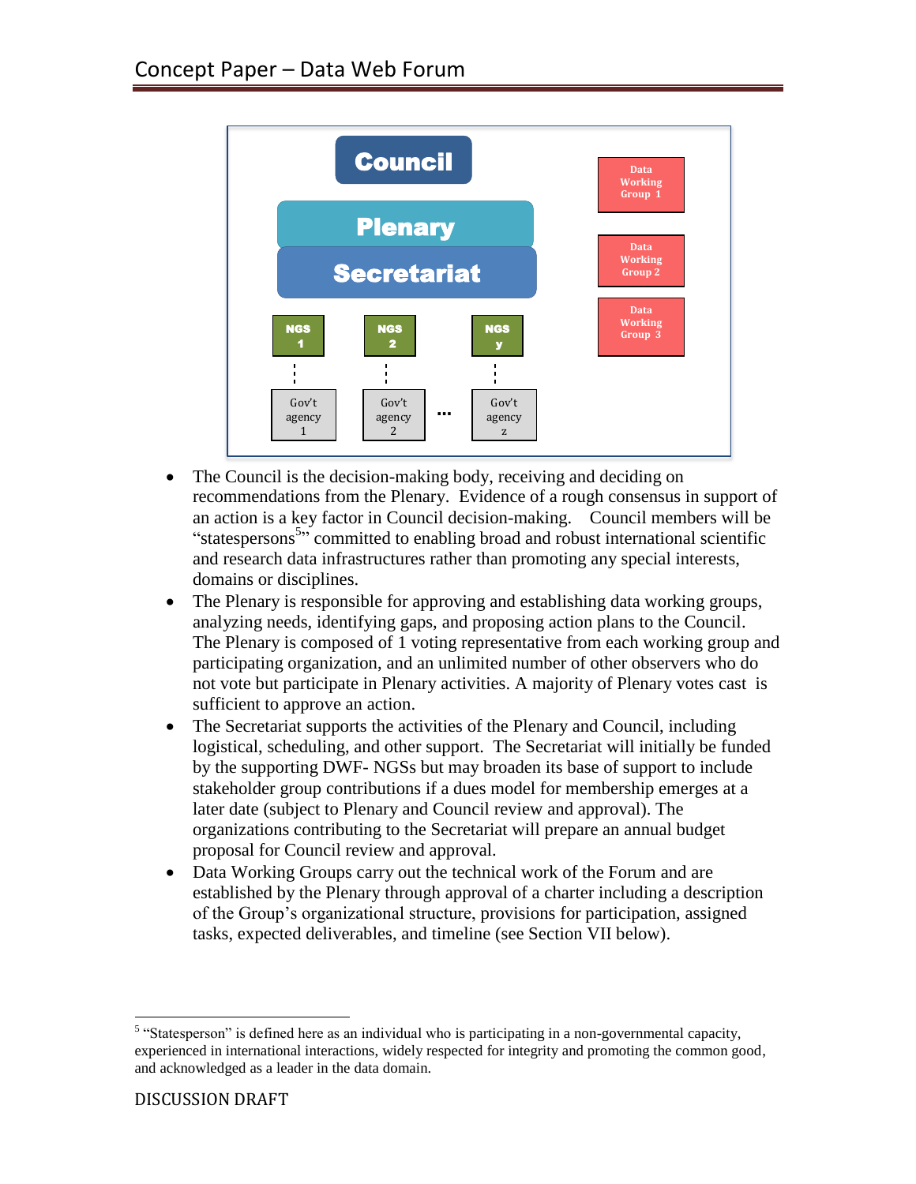Council

Plenary

Secretariat

NGS 1

NGS 2

NGS y

Gov't agency 1

Gov't agency 2

...

Gov't agency z

Data Working Group 1

Data Working Group 2

Data Working Group 3

- The Council is the decision-making body, receiving and deciding on recommendations from the Plenary. Evidence of a rough consensus in support of an action is a key factor in Council decision-making. Council members will be "statespersons[5]" committed to enabling broad and robust international scientific and research data infrastructures rather than promoting any special interests, domains or disciplines.
- The Plenary is responsible for approving and establishing data working groups, analyzing needs, identifying gaps, and proposing action plans to the Council. The Plenary is composed of 1 voting representative from each working group and participating organization, and an unlimited number of other observers who do not vote but participate in Plenary activities. A majority of Plenary votes cast is sufficient to approve an action.
- The Secretariat supports the activities of the Plenary and Council, including logistical, scheduling, and other support. The Secretariat will initially be funded by the supporting DWF- NGSs but may broaden its base of support to include stakeholder group contributions if a dues model for membership emerges at a later date (subject to Plenary and Council review and approval). The organizations contributing to the Secretariat will prepare an annual budget proposal for Council review and approval.
- Data Working Groups carry out the technical work of the Forum and are established by the Plenary through approval of a charter including a description of the Group's organizational structure, provisions for participation, assigned tasks, expected deliverables, and timeline (see Section VII below).

[5] "Statesperson" is defined here as an individual who is participating in a non-governmental capacity, experienced in international interactions, widely respected for integrity and promoting the common good, and acknowledged as a leader in the data domain.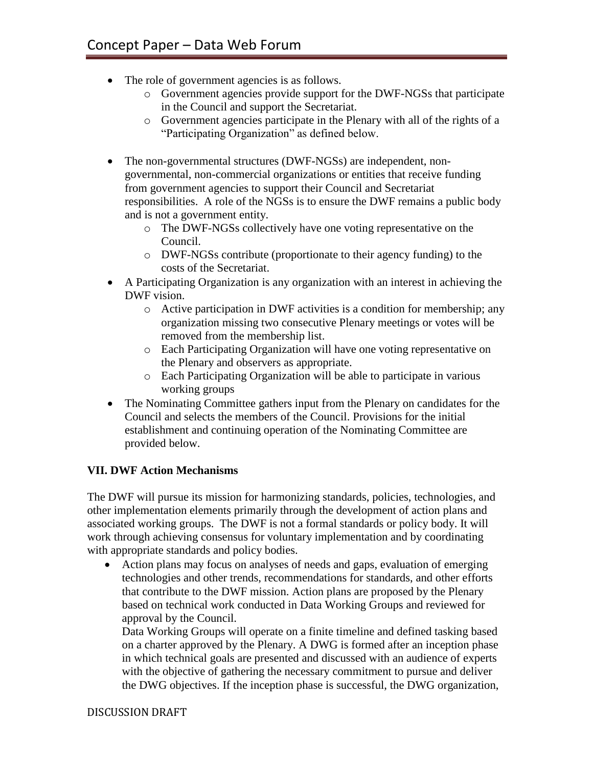- The role of government agencies is as follows.
    - Government agencies provide support for the DWF-NGSs that participate in the Council and support the Secretariat.
    - Government agencies participate in the Plenary with all of the rights of a "Participating Organization" as defined below.

- The non-governmental structures (DWF-NGSs) are independent, non-governmental, non-commercial organizations or entities that receive funding from government agencies to support their Council and Secretariat responsibilities. A role of the NGSs is to ensure the DWF remains a public body and is not a government entity.
    - The DWF-NGSs collectively have one voting representative on the Council.
    - DWF-NGSs contribute (proportionate to their agency funding) to the costs of the Secretariat.
- A Participating Organization is any organization with an interest in achieving the DWF vision.
    - Active participation in DWF activities is a condition for membership; any organization missing two consecutive Plenary meetings or votes will be removed from the membership list.
    - Each Participating Organization will have one voting representative on the Plenary and observers as appropriate.
    - Each Participating Organization will be able to participate in various working groups
- The Nominating Committee gathers input from the Plenary on candidates for the Council and selects the members of the Council. Provisions for the initial establishment and continuing operation of the Nominating Committee are provided below.

**VII. DWF Action Mechanisms**

The DWF will pursue its mission for harmonizing standards, policies, technologies, and other implementation elements primarily through the development of action plans and associated working groups. The DWF is not a formal standards or policy body. It will work through achieving consensus for voluntary implementation and by coordinating with appropriate standards and policy bodies.

- Action plans may focus on analyses of needs and gaps, evaluation of emerging technologies and other trends, recommendations for standards, and other efforts that contribute to the DWF mission. Action plans are proposed by the Plenary based on technical work conducted in Data Working Groups and reviewed for approval by the Council.

  Data Working Groups will operate on a finite timeline and defined tasking based on a charter approved by the Plenary. A DWG is formed after an inception phase in which technical goals are presented and discussed with an audience of experts with the objective of gathering the necessary commitment to pursue and deliver the DWG objectives. If the inception phase is successful, the DWG organization,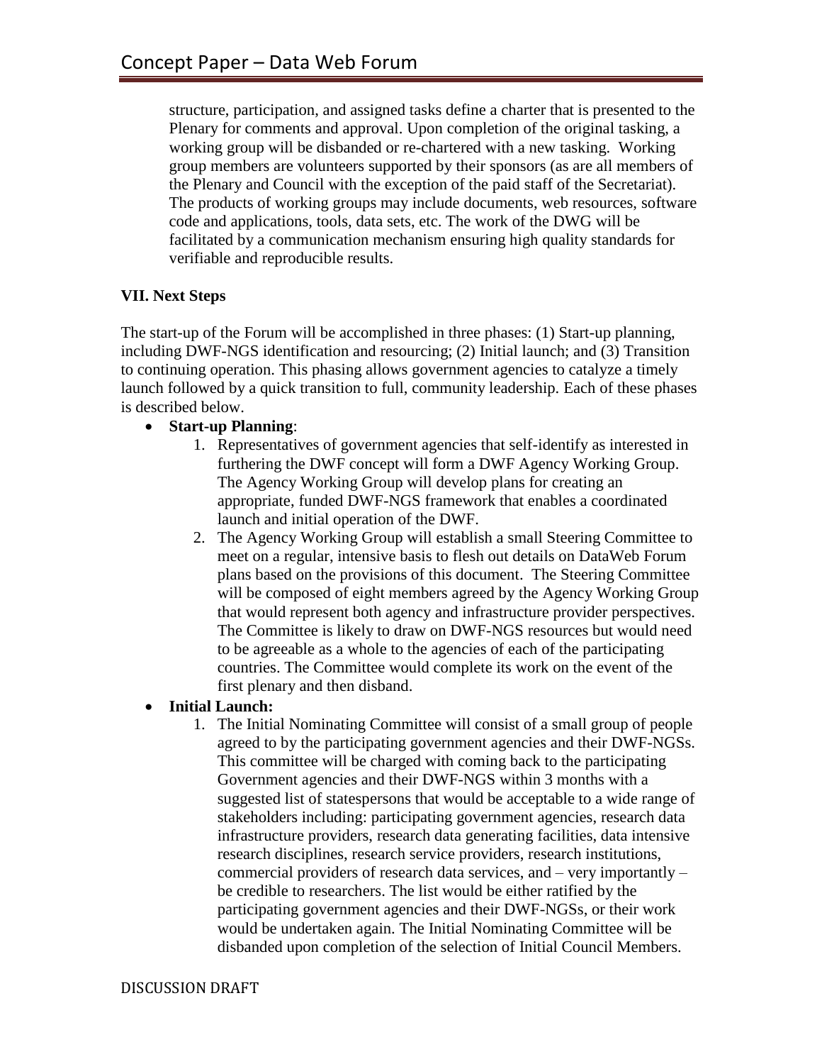structure, participation, and assigned tasks define a charter that is presented to the Plenary for comments and approval. Upon completion of the original tasking, a working group will be disbanded or re-chartered with a new tasking. Working group members are volunteers supported by their sponsors (as are all members of the Plenary and Council with the exception of the paid staff of the Secretariat). The products of working groups may include documents, web resources, software code and applications, tools, data sets, etc. The work of the DWG will be facilitated by a communication mechanism ensuring high quality standards for verifiable and reproducible results.

**VII. Next Steps**

The start-up of the Forum will be accomplished in three phases: (1) Start-up planning, including DWF-NGS identification and resourcing; (2) Initial launch; and (3) Transition to continuing operation. This phasing allows government agencies to catalyze a timely launch followed by a quick transition to full, community leadership. Each of these phases is described below.

- **Start-up Planning**:
  1. Representatives of government agencies that self-identify as interested in furthering the DWF concept will form a DWF Agency Working Group. The Agency Working Group will develop plans for creating an appropriate, funded DWF-NGS framework that enables a coordinated launch and initial operation of the DWF.
  2. The Agency Working Group will establish a small Steering Committee to meet on a regular, intensive basis to flesh out details on DataWeb Forum plans based on the provisions of this document. The Steering Committee will be composed of eight members agreed by the Agency Working Group that would represent both agency and infrastructure provider perspectives. The Committee is likely to draw on DWF-NGS resources but would need to be agreeable as a whole to the agencies of each of the participating countries. The Committee would complete its work on the event of the first plenary and then disband.
- **Initial Launch:**
  1. The Initial Nominating Committee will consist of a small group of people agreed to by the participating government agencies and their DWF-NGSs. This committee will be charged with coming back to the participating Government agencies and their DWF-NGS within 3 months with a suggested list of statespersons that would be acceptable to a wide range of stakeholders including: participating government agencies, research data infrastructure providers, research data generating facilities, data intensive research disciplines, research service providers, research institutions, commercial providers of research data services, and – very importantly – be credible to researchers. The list would be either ratified by the participating government agencies and their DWF-NGSs, or their work would be undertaken again. The Initial Nominating Committee will be disbanded upon completion of the selection of Initial Council Members.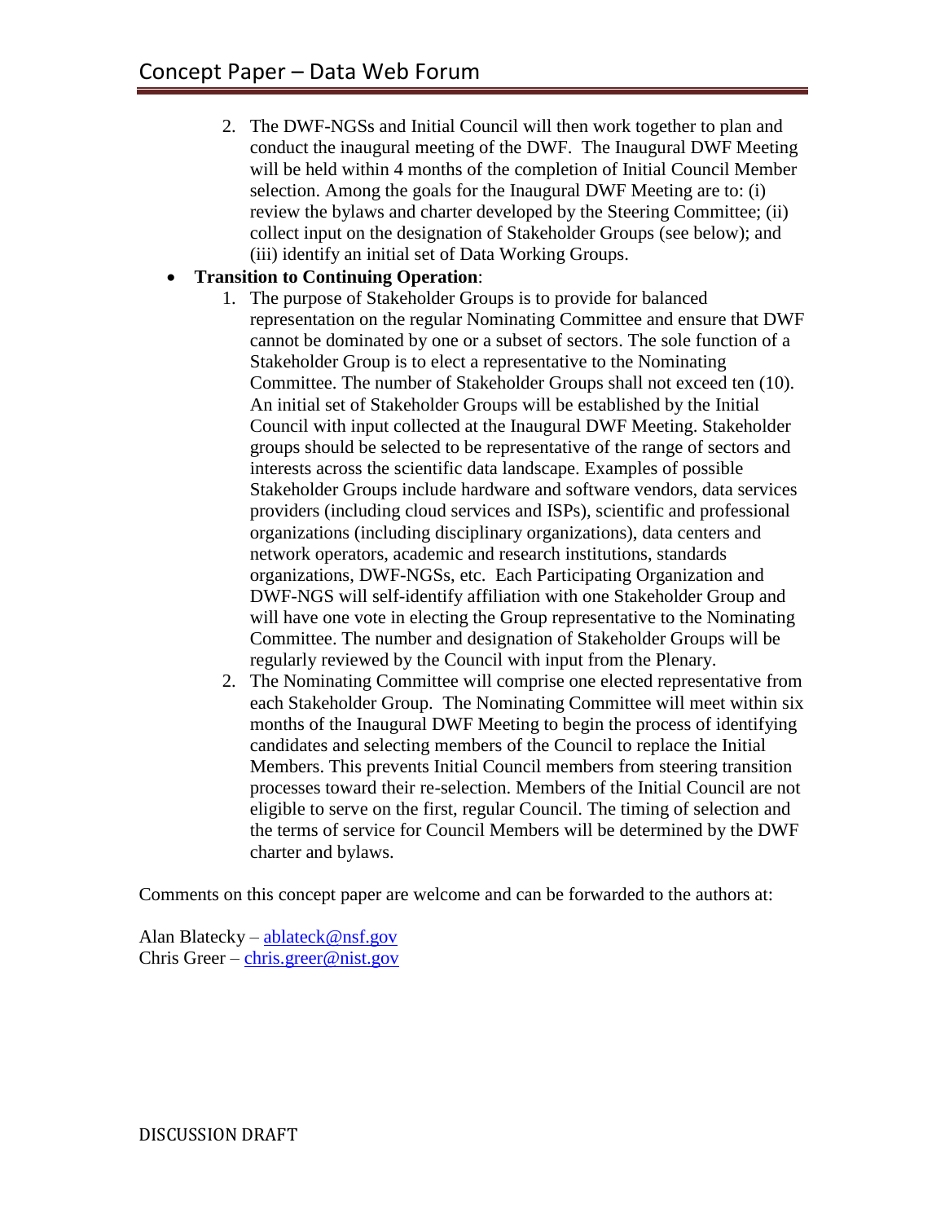2. The DWF-NGSs and Initial Council will then work together to plan and conduct the inaugural meeting of the DWF. The Inaugural DWF Meeting will be held within 4 months of the completion of Initial Council Member selection. Among the goals for the Inaugural DWF Meeting are to: (i) review the bylaws and charter developed by the Steering Committee; (ii) collect input on the designation of Stakeholder Groups (see below); and (iii) identify an initial set of Data Working Groups.

- **Transition to Continuing Operation**:
  1. The purpose of Stakeholder Groups is to provide for balanced representation on the regular Nominating Committee and ensure that DWF cannot be dominated by one or a subset of sectors. The sole function of a Stakeholder Group is to elect a representative to the Nominating Committee. The number of Stakeholder Groups shall not exceed ten (10). An initial set of Stakeholder Groups will be established by the Initial Council with input collected at the Inaugural DWF Meeting. Stakeholder groups should be selected to be representative of the range of sectors and interests across the scientific data landscape. Examples of possible Stakeholder Groups include hardware and software vendors, data services providers (including cloud services and ISPs), scientific and professional organizations (including disciplinary organizations), data centers and network operators, academic and research institutions, standards organizations, DWF-NGSs, etc. Each Participating Organization and DWF-NGS will self-identify affiliation with one Stakeholder Group and will have one vote in electing the Group representative to the Nominating Committee. The number and designation of Stakeholder Groups will be regularly reviewed by the Council with input from the Plenary.
  2. The Nominating Committee will comprise one elected representative from each Stakeholder Group. The Nominating Committee will meet within six months of the Inaugural DWF Meeting to begin the process of identifying candidates and selecting members of the Council to replace the Initial Members. This prevents Initial Council members from steering transition processes toward their re-selection. Members of the Initial Council are not eligible to serve on the first, regular Council. The timing of selection and the terms of service for Council Members will be determined by the DWF charter and bylaws.

Comments on this concept paper are welcome and can be forwarded to the authors at:

Alan Blatecky – ablateck@nsf.gov
Chris Greer – chris.greer@nist.gov